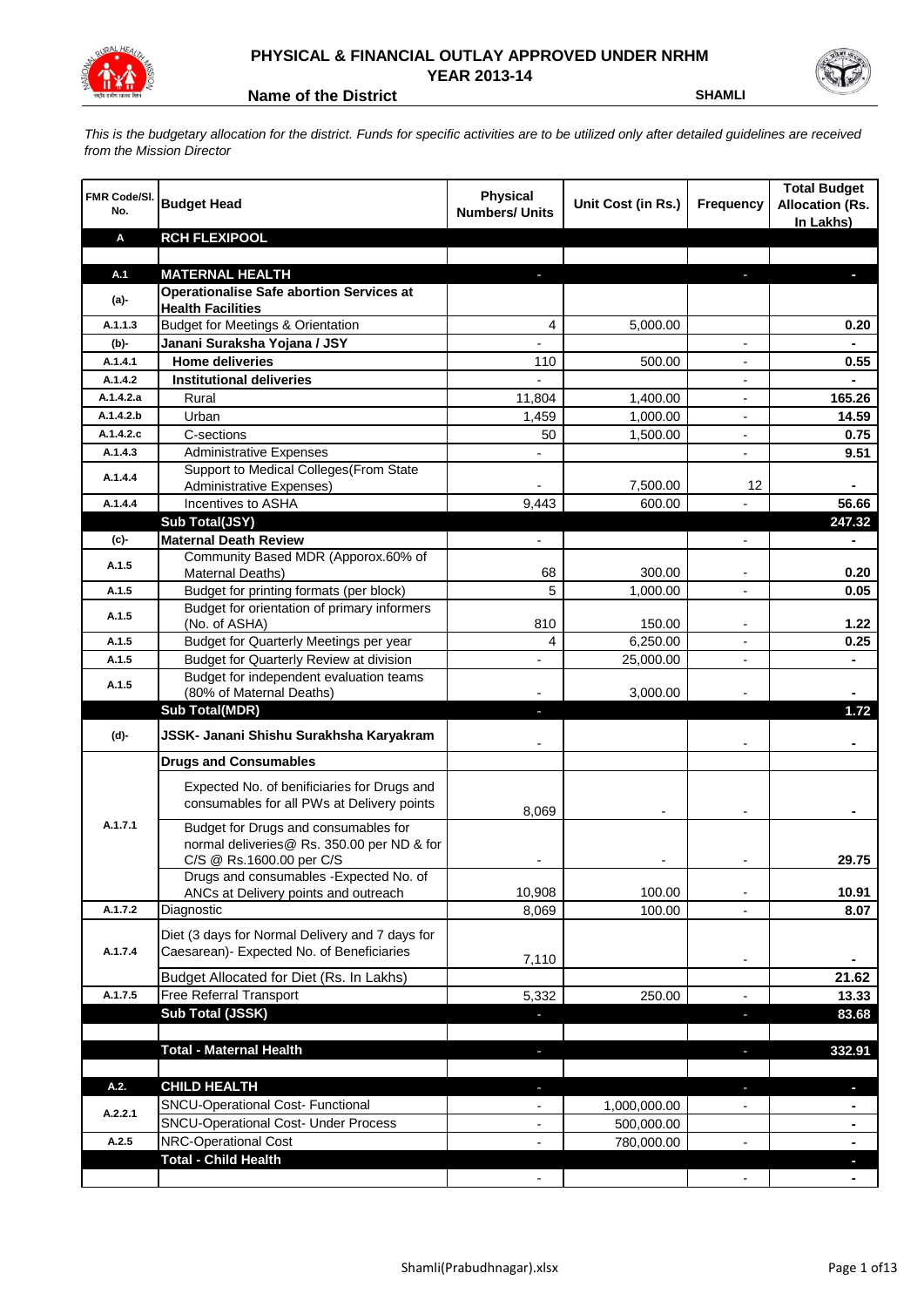# PHYSICAL & FINANCIAL OUTLAY APPROVED UNDER NRHM
## YEAR 2013-14

**Name of the District** SHAMLI

*This is the budgetary allocation for the district. Funds for specific activities are to be utilized only after detailed guidelines are received from the Mission Director*

| FMR Code/Sl. No. | Budget Head | Physical Numbers/ Units | Unit Cost (in Rs.) | Frequency | Total Budget Allocation (Rs. In Lakhs) |
|---|---|---|---|---|---|
| **A** | **RCH FLEXIPOOL** | | | | |
| | | | | | |
| **A.1** | **MATERNAL HEALTH** | - | | - | - |
| **(a)-** | **Operationalise Safe abortion Services at Health Facilities** | | | | |
| A.1.1.3 | Budget for Meetings & Orientation | 4 | 5,000.00 | | **0.20** |
| **(b)-** | **Janani Suraksha Yojana / JSY** | - | | - | - |
| A.1.4.1 | **Home deliveries** | 110 | 500.00 | - | **0.55** |
| A.1.4.2 | **Institutional deliveries** | - | | - | - |
| A.1.4.2.a | Rural | 11,804 | 1,400.00 | - | **165.26** |
| A.1.4.2.b | Urban | 1,459 | 1,000.00 | - | **14.59** |
| A.1.4.2.c | C-sections | 50 | 1,500.00 | - | **0.75** |
| A.1.4.3 | Administrative Expenses | - | | - | **9.51** |
| A.1.4.4 | Support to Medical Colleges(From State Administrative Expenses) | - | 7,500.00 | 12 | - |
| A.1.4.4 | Incentives to ASHA | 9,443 | 600.00 | - | **56.66** |
| | **Sub Total(JSY)** | | | | **247.32** |
| **(c)-** | **Maternal Death Review** | - | | - | - |
| A.1.5 | Community Based MDR (Apporox.60% of Maternal Deaths) | 68 | 300.00 | - | **0.20** |
| A.1.5 | Budget for printing formats (per block) | 5 | 1,000.00 | - | **0.05** |
| A.1.5 | Budget for orientation of primary informers (No. of ASHA) | 810 | 150.00 | - | **1.22** |
| A.1.5 | Budget for Quarterly Meetings per year | 4 | 6,250.00 | - | **0.25** |
| A.1.5 | Budget for Quarterly Review at division | - | 25,000.00 | - | - |
| A.1.5 | Budget for independent evaluation teams (80% of Maternal Deaths) | - | 3,000.00 | - | - |
| | **Sub Total(MDR)** | - | | | **1.72** |
| **(d)-** | **JSSK- Janani Shishu Surakhsha Karyakram** | - | | - | - |
| | **Drugs and Consumables** | | | | |
| A.1.7.1 | Expected No. of benificiaries for Drugs and consumables for all PWs at Delivery points | 8,069 | - | - | - |
| | Budget for Drugs and consumables for normal deliveries@ Rs. 350.00 per ND & for C/S @ Rs.1600.00 per C/S | - | - | - | **29.75** |
| | Drugs and consumables -Expected No. of ANCs at Delivery points and outreach | 10,908 | 100.00 | - | **10.91** |
| A.1.7.2 | Diagnostic | 8,069 | 100.00 | - | **8.07** |
| A.1.7.4 | Diet (3 days for Normal Delivery and 7 days for Caesarean)- Expected No. of Beneficiaries | 7,110 | | - | - |
| | Budget Allocated for Diet (Rs. In Lakhs) | | | | **21.62** |
| A.1.7.5 | Free Referral Transport | 5,332 | 250.00 | - | **13.33** |
| | **Sub Total (JSSK)** | - | | - | **83.68** |
| | | | | | |
| | **Total - Maternal Health** | - | | - | **332.91** |
| | | | | | |
| **A.2.** | **CHILD HEALTH** | - | | - | - |
| A.2.2.1 | SNCU-Operational Cost- Functional | - | 1,000,000.00 | - | - |
| | SNCU-Operational Cost- Under Process | - | 500,000.00 | | - |
| A.2.5 | NRC-Operational Cost | - | 780,000.00 | - | - |
| | **Total - Child Health** | | | | - |
| | | - | | - | - |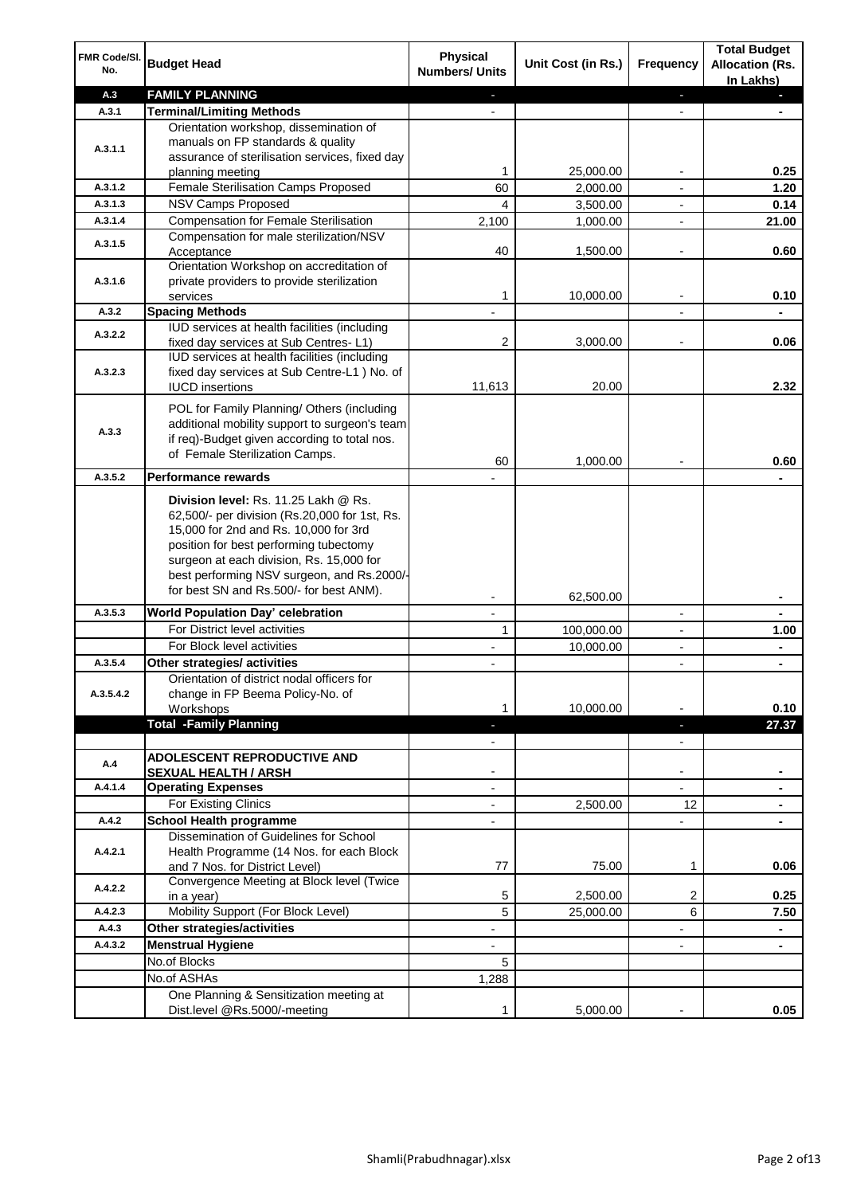| FMR Code/Sl. No. | Budget Head | Physical Numbers/ Units | Unit Cost (in Rs.) | Frequency | Total Budget Allocation (Rs. In Lakhs) |
|---|---|---|---|---|---|
| A.3 | **FAMILY PLANNING** | - | | - | - |
| A.3.1 | **Terminal/Limiting Methods** | - | | - | - |
| A.3.1.1 | Orientation workshop, dissemination of manuals on FP standards & quality assurance of sterilisation services, fixed day planning meeting | 1 | 25,000.00 | - | 0.25 |
| A.3.1.2 | Female Sterilisation Camps Proposed | 60 | 2,000.00 | - | 1.20 |
| A.3.1.3 | NSV Camps Proposed | 4 | 3,500.00 | - | 0.14 |
| A.3.1.4 | Compensation for Female Sterilisation | 2,100 | 1,000.00 | - | 21.00 |
| A.3.1.5 | Compensation for male sterilization/NSV Acceptance | 40 | 1,500.00 | - | 0.60 |
| A.3.1.6 | Orientation Workshop on accreditation of private providers to provide sterilization services | 1 | 10,000.00 | - | 0.10 |
| A.3.2 | **Spacing Methods** | - | | - | - |
| A.3.2.2 | IUD services at health facilities (including fixed day services at Sub Centres- L1) | 2 | 3,000.00 | - | 0.06 |
| A.3.2.3 | IUD services at health facilities (including fixed day services at Sub Centre-L1 ) No. of IUCD insertions | 11,613 | 20.00 | | 2.32 |
| A.3.3 | POL for Family Planning/ Others (including additional mobility support to surgeon's team if req)-Budget given according to total nos. of Female Sterilization Camps. | 60 | 1,000.00 | - | 0.60 |
| A.3.5.2 | **Performance rewards** | - | | | - |
| | **Division level:** Rs. 11.25 Lakh @ Rs. 62,500/- per division (Rs.20,000 for 1st, Rs. 15,000 for 2nd and Rs. 10,000 for 3rd position for best performing tubectomy surgeon at each division, Rs. 15,000 for best performing NSV surgeon, and Rs.2000/- for best SN and Rs.500/- for best ANM). | - | 62,500.00 | | - |
| A.3.5.3 | **World Population Day' celebration** | - | | - | - |
| | For District level activities | 1 | 100,000.00 | - | 1.00 |
| | For Block level activities | - | 10,000.00 | - | - |
| A.3.5.4 | **Other strategies/ activities** | - | | - | - |
| A.3.5.4.2 | Orientation of district nodal officers for change in FP Beema Policy-No. of Workshops | 1 | 10,000.00 | - | 0.10 |
| | **Total -Family Planning** | - | | - | **27.37** |
| | | - | | - | |
| A.4 | **ADOLESCENT REPRODUCTIVE AND SEXUAL HEALTH / ARSH** | - | | - | - |
| A.4.1.4 | **Operating Expenses** | - | | - | - |
| | For Existing Clinics | - | 2,500.00 | 12 | - |
| A.4.2 | **School Health programme** | - | | - | - |
| A.4.2.1 | Dissemination of Guidelines for School Health Programme (14 Nos. for each Block and 7 Nos. for District Level) | 77 | 75.00 | 1 | 0.06 |
| A.4.2.2 | Convergence Meeting at Block level (Twice in a year) | 5 | 2,500.00 | 2 | 0.25 |
| A.4.2.3 | Mobility Support (For Block Level) | 5 | 25,000.00 | 6 | 7.50 |
| A.4.3 | **Other strategies/activities** | - | | - | - |
| A.4.3.2 | **Menstrual Hygiene** | - | | - | - |
| | No.of Blocks | 5 | | | |
| | No.of ASHAs | 1,288 | | | |
| | One Planning & Sensitization meeting at Dist.level @Rs.5000/-meeting | 1 | 5,000.00 | - | 0.05 |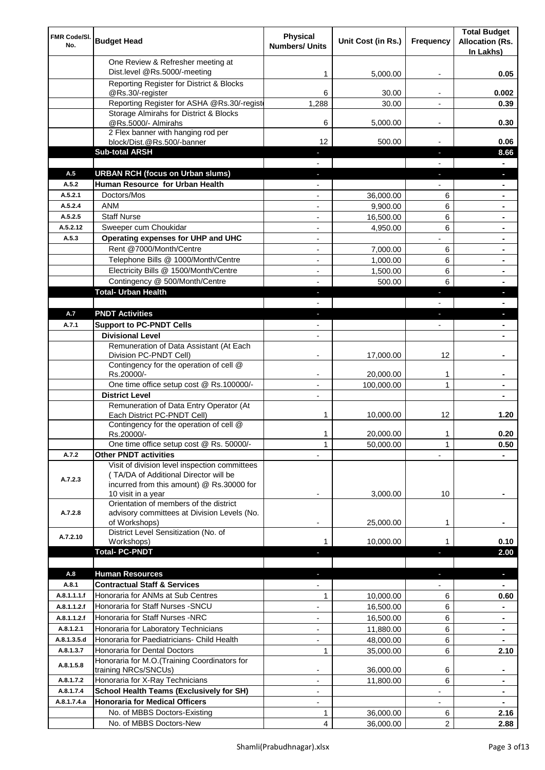| FMR Code/Sl. No. | Budget Head | Physical Numbers/ Units | Unit Cost (in Rs.) | Frequency | Total Budget Allocation (Rs. In Lakhs) |
|---|---|---|---|---|---|
| | One Review & Refresher meeting at Dist.level @Rs.5000/-meeting | 1 | 5,000.00 | - | 0.05 |
| | Reporting Register for District & Blocks @Rs.30/-register | 6 | 30.00 | - | 0.002 |
| | Reporting Register for ASHA @Rs.30/-registe | 1,288 | 30.00 | - | 0.39 |
| | Storage Almirahs for District & Blocks @Rs.5000/- Almirahs | 6 | 5,000.00 | - | 0.30 |
| | 2 Flex banner with hanging rod per block/Dist.@Rs.500/-banner | 12 | 500.00 | - | 0.06 |
| | **Sub-total ARSH** | - | | - | **8.66** |
| | | - | | - | - |
| A.5 | **URBAN RCH (focus on Urban slums)** | - | | - | - |
| A.5.2 | **Human Resource for Urban Health** | - | | - | - |
| A.5.2.1 | Doctors/Mos | - | 36,000.00 | 6 | - |
| A.5.2.4 | ANM | - | 9,900.00 | 6 | - |
| A.5.2.5 | Staff Nurse | - | 16,500.00 | 6 | - |
| A.5.2.12 | Sweeper cum Choukidar | - | 4,950.00 | 6 | - |
| A.5.3 | **Operating expenses for UHP and UHC** | - | | - | - |
| | Rent @7000/Month/Centre | - | 7,000.00 | 6 | - |
| | Telephone Bills @ 1000/Month/Centre | - | 1,000.00 | 6 | - |
| | Electricity Bills @ 1500/Month/Centre | - | 1,500.00 | 6 | - |
| | Contingency @ 500/Month/Centre | - | 500.00 | 6 | - |
| | **Total- Urban Health** | - | | - | - |
| | | - | | - | - |
| A.7 | **PNDT Activities** | - | | - | - |
| A.7.1 | **Support to PC-PNDT Cells** | - | | - | - |
| | **Divisional Level** | - | | | - |
| | Remuneration of Data Assistant (At Each Division PC-PNDT Cell) | - | 17,000.00 | 12 | - |
| | Contingency for the operation of cell @ Rs.20000/- | - | 20,000.00 | 1 | - |
| | One time office setup cost @ Rs.100000/- | - | 100,000.00 | 1 | - |
| | **District Level** | - | | | - |
| | Remuneration of Data Entry Operator (At Each District PC-PNDT Cell) | 1 | 10,000.00 | 12 | 1.20 |
| | Contingency for the operation of cell @ Rs.20000/- | 1 | 20,000.00 | 1 | 0.20 |
| | One time office setup cost @ Rs. 50000/- | 1 | 50,000.00 | 1 | 0.50 |
| A.7.2 | **Other PNDT activities** | - | | - | - |
| A.7.2.3 | Visit of division level inspection committees ( TA/DA of Additional Director will be incurred from this amount) @ Rs.30000 for 10 visit in a year | - | 3,000.00 | 10 | - |
| A.7.2.8 | Orientation of members of the district advisory committees at Division Levels (No. of Workshops) | - | 25,000.00 | 1 | - |
| A.7.2.10 | District Level Sensitization (No. of Workshops) | 1 | 10,000.00 | 1 | 0.10 |
| | **Total- PC-PNDT** | - | | - | **2.00** |
| | | | | | |
| A.8 | **Human Resources** | - | | - | - |
| A.8.1 | **Contractual Staff & Services** | - | | - | - |
| A.8.1.1.1.f | Honoraria for ANMs at Sub Centres | 1 | 10,000.00 | 6 | 0.60 |
| A.8.1.1.2.f | Honoraria for Staff Nurses -SNCU | - | 16,500.00 | 6 | - |
| A.8.1.1.2.f | Honoraria for Staff Nurses -NRC | - | 16,500.00 | 6 | - |
| A.8.1.2.1 | Honoraria for Laboratory Technicians | - | 11,880.00 | 6 | - |
| A.8.1.3.5.d | Honoraria for Paediatricians- Child Health | - | 48,000.00 | 6 | - |
| A.8.1.3.7 | Honoraria for Dental Doctors | 1 | 35,000.00 | 6 | 2.10 |
| A.8.1.5.8 | Honoraria for M.O.(Training Coordinators for training NRCs/SNCUs) | - | 36,000.00 | 6 | - |
| A.8.1.7.2 | Honoraria for X-Ray Technicians | - | 11,800.00 | 6 | - |
| A.8.1.7.4 | **School Health Teams (Exclusively for SH)** | - | | - | - |
| A.8.1.7.4.a | **Honoraria for Medical Officers** | - | | - | - |
| | No. of MBBS Doctors-Existing | 1 | 36,000.00 | 6 | 2.16 |
| | No. of MBBS Doctors-New | 4 | 36,000.00 | 2 | 2.88 |

Shamli(Prabudhnagar).xlsx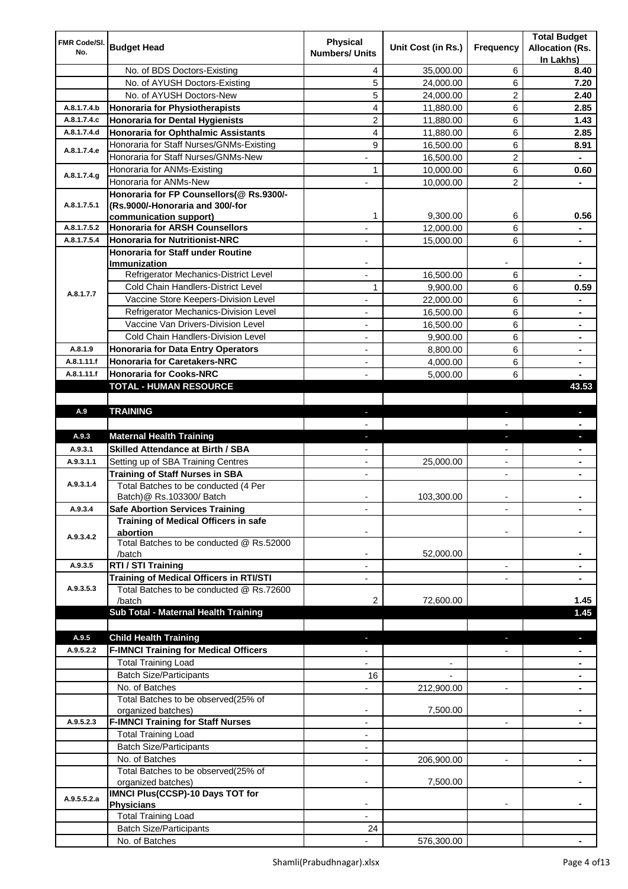| FMR Code/Sl. No. | Budget Head | Physical Numbers/ Units | Unit Cost (in Rs.) | Frequency | Total Budget Allocation (Rs. In Lakhs) |
|---|---|---|---|---|---|
| | No. of BDS Doctors-Existing | 4 | 35,000.00 | 6 | **8.40** |
| | No. of AYUSH Doctors-Existing | 5 | 24,000.00 | 6 | **7.20** |
| | No. of AYUSH Doctors-New | 5 | 24,000.00 | 2 | **2.40** |
| A.8.1.7.4.b | **Honoraria for Physiotherapists** | 4 | 11,880.00 | 6 | **2.85** |
| A.8.1.7.4.c | **Honoraria for Dental Hygienists** | 2 | 11,880.00 | 6 | **1.43** |
| A.8.1.7.4.d | **Honoraria for Ophthalmic Assistants** | 4 | 11,880.00 | 6 | **2.85** |
| A.8.1.7.4.e | Honoraria for Staff Nurses/GNMs-Existing | 9 | 16,500.00 | 6 | **8.91** |
| | Honoraria for Staff Nurses/GNMs-New | - | 16,500.00 | 2 | **-** |
| A.8.1.7.4.g | Honoraria for ANMs-Existing | 1 | 10,000.00 | 6 | **0.60** |
| | Honoraria for ANMs-New | - | 10,000.00 | 2 | **-** |
| A.8.1.7.5.1 | **Honoraria for FP Counsellors(@ Rs.9300/- (Rs.9000/-Honoraria and 300/-for communication support)** | 1 | 9,300.00 | 6 | **0.56** |
| A.8.1.7.5.2 | **Honoraria for ARSH Counsellors** | - | 12,000.00 | 6 | **-** |
| A.8.1.7.5.4 | **Honoraria for Nutritionist-NRC** | - | 15,000.00 | 6 | **-** |
| A.8.1.7.7 | **Honoraria for Staff under Routine Immunization** | - | | - | **-** |
| | Refrigerator Mechanics-District Level | - | 16,500.00 | 6 | **-** |
| | Cold Chain Handlers-District Level | 1 | 9,900.00 | 6 | **0.59** |
| | Vaccine Store Keepers-Division Level | - | 22,000.00 | 6 | **-** |
| | Refrigerator Mechanics-Division Level | - | 16,500.00 | 6 | **-** |
| | Vaccine Van Drivers-Division Level | - | 16,500.00 | 6 | **-** |
| | Cold Chain Handlers-Division Level | - | 9,900.00 | 6 | **-** |
| A.8.1.9 | **Honoraria for Data Entry Operators** | - | 8,800.00 | 6 | **-** |
| A.8.1.11.f | **Honoraria for Caretakers-NRC** | - | 4,000.00 | 6 | **-** |
| A.8.1.11.f | **Honoraria for Cooks-NRC** | - | 5,000.00 | 6 | **-** |
| | **TOTAL - HUMAN RESOURCE** | | | | **43.53** |
| | | | | | |
| A.9 | **TRAINING** | - | | - | **-** |
| | | - | | - | **-** |
| A.9.3 | **Maternal Health Training** | - | | - | **-** |
| A.9.3.1 | **Skilled Attendance at Birth / SBA** | - | | - | **-** |
| A.9.3.1.1 | Setting up of SBA Training Centres | - | 25,000.00 | - | **-** |
| A.9.3.1.4 | **Training of Staff Nurses in SBA** | - | | - | **-** |
| | Total Batches to be conducted (4 Per Batch)@ Rs.103300/ Batch | - | 103,300.00 | - | **-** |
| A.9.3.4 | **Safe Abortion Services Training** | - | | - | **-** |
| A.9.3.4.2 | **Training of Medical Officers in safe abortion** | - | | - | **-** |
| | Total Batches to be conducted @ Rs.52000 /batch | - | 52,000.00 | | **-** |
| A.9.3.5 | **RTI / STI Training** | - | | - | **-** |
| A.9.3.5.3 | **Training of Medical Officers in RTI/STI** | - | | - | **-** |
| | Total Batches to be conducted @ Rs.72600 /batch | 2 | 72,600.00 | | **1.45** |
| | **Sub Total - Maternal Health Training** | | | | **1.45** |
| | | | | | |
| A.9.5 | **Child Health Training** | - | | - | **-** |
| A.9.5.2.2 | **F-IMNCI Training for Medical Officers** | - | | - | **-** |
| | Total Training Load | - | - | | **-** |
| | Batch Size/Participants | 16 | - | | **-** |
| | No. of Batches | - | 212,900.00 | - | **-** |
| | Total Batches to be observed(25% of organized batches) | - | 7,500.00 | | **-** |
| A.9.5.2.3 | **F-IMNCI Training for Staff Nurses** | - | | - | **-** |
| | Total Training Load | - | | | |
| | Batch Size/Participants | - | | | |
| | No. of Batches | - | 206,900.00 | - | **-** |
| | Total Batches to be observed(25% of organized batches) | - | 7,500.00 | | **-** |
| A.9.5.5.2.a | **IMNCI Plus(CCSP)-10 Days TOT for Physicians** | - | | - | **-** |
| | Total Training Load | - | | | |
| | Batch Size/Participants | 24 | | | |
| | No. of Batches | - | 576,300.00 | | **-** |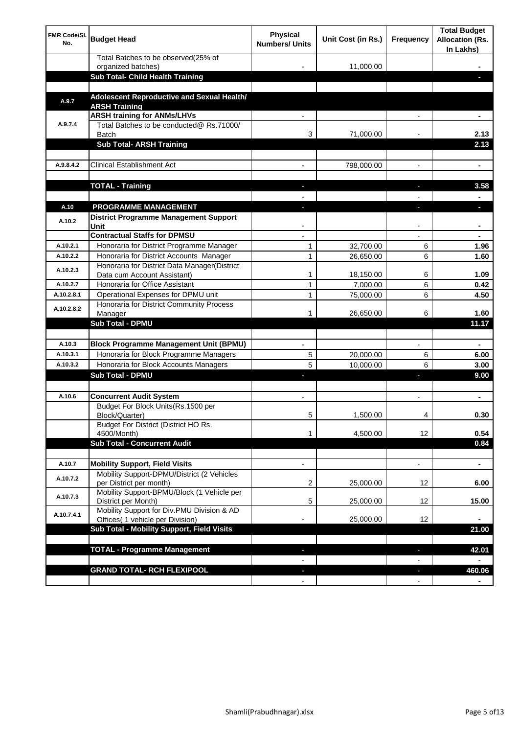| FMR Code/Sl. No. | Budget Head | Physical Numbers/ Units | Unit Cost (in Rs.) | Frequency | Total Budget Allocation (Rs. In Lakhs) |
| --- | --- | --- | --- | --- | --- |
| | Total Batches to be observed(25% of organized batches) | - | 11,000.00 | | - |
| | **Sub Total- Child Health Training** | | | | - |
| | | | | | |
| A.9.7 | **Adolescent Reproductive and Sexual Health/ ARSH Training** | | | | |
| A.9.7.4 | **ARSH training for ANMs/LHVs** | - | | - | - |
| | Total Batches to be conducted@ Rs.71000/ Batch | 3 | 71,000.00 | - | 2.13 |
| | **Sub Total- ARSH Training** | | | | 2.13 |
| | | | | | |
| A.9.8.4.2 | Clinical Establishment Act | - | 798,000.00 | - | - |
| | | | | | |
| | **TOTAL - Training** | - | | - | 3.58 |
| | | - | | - | - |
| A.10 | **PROGRAMME MANAGEMENT** | - | | - | - |
| A.10.2 | **District Programme Management Support Unit** | - | | - | - |
| | **Contractual Staffs for DPMSU** | - | | - | - |
| A.10.2.1 | Honoraria for District Programme Manager | 1 | 32,700.00 | 6 | 1.96 |
| A.10.2.2 | Honoraria for District Accounts Manager | 1 | 26,650.00 | 6 | 1.60 |
| A.10.2.3 | Honoraria for District Data Manager(District Data cum Account Assistant) | 1 | 18,150.00 | 6 | 1.09 |
| A.10.2.7 | Honoraria for Office Assistant | 1 | 7,000.00 | 6 | 0.42 |
| A.10.2.8.1 | Operational Expenses for DPMU unit | 1 | 75,000.00 | 6 | 4.50 |
| A.10.2.8.2 | Honoraria for District Community Process Manager | 1 | 26,650.00 | 6 | 1.60 |
| | **Sub Total - DPMU** | | | | 11.17 |
| | | | | | |
| A.10.3 | **Block Programme Management Unit (BPMU)** | - | | - | - |
| A.10.3.1 | Honoraria for Block Programme Managers | 5 | 20,000.00 | 6 | 6.00 |
| A.10.3.2 | Honoraria for Block Accounts Managers | 5 | 10,000.00 | 6 | 3.00 |
| | **Sub Total - DPMU** | - | | - | 9.00 |
| | | | | | |
| A.10.6 | **Concurrent Audit System** | - | | - | - |
| | Budget For Block Units(Rs.1500 per Block/Quarter) | 5 | 1,500.00 | 4 | 0.30 |
| | Budget For District (District HO Rs. 4500/Month) | 1 | 4,500.00 | 12 | 0.54 |
| | **Sub Total - Concurrent Audit** | | | | 0.84 |
| | | | | | |
| A.10.7 | **Mobility Support, Field Visits** | - | | - | - |
| A.10.7.2 | Mobility Support-DPMU/District (2 Vehicles per District per month) | 2 | 25,000.00 | 12 | 6.00 |
| A.10.7.3 | Mobility Support-BPMU/Block (1 Vehicle per District per Month) | 5 | 25,000.00 | 12 | 15.00 |
| A.10.7.4.1 | Mobility Support for Div.PMU Division & AD Offices( 1 vehicle per Division) | - | 25,000.00 | 12 | - |
| | **Sub Total - Mobility Support, Field Visits** | | | | 21.00 |
| | | | | | |
| | **TOTAL - Programme Management** | - | | - | 42.01 |
| | | - | | - | - |
| | **GRAND TOTAL- RCH FLEXIPOOL** | - | | - | 460.06 |
| | | - | | - | - |

Shamli(Prabudhnagar).xlsx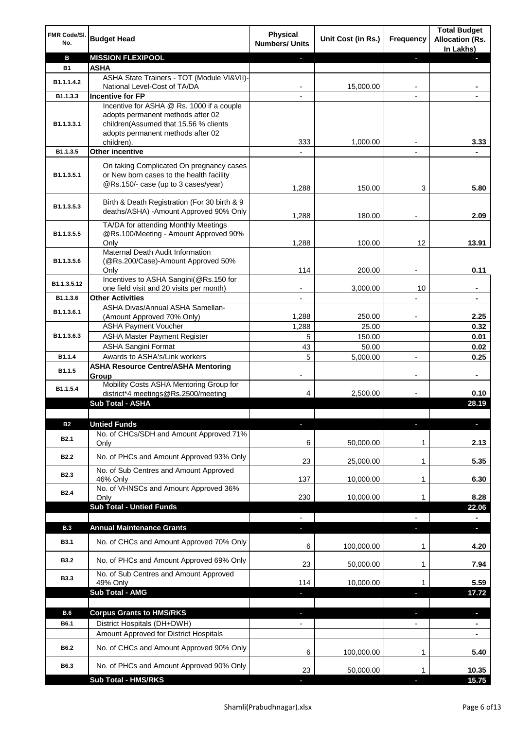| FMR Code/Sl. No. | Budget Head | Physical Numbers/ Units | Unit Cost (in Rs.) | Frequency | Total Budget Allocation (Rs. In Lakhs) |
|---|---|---|---|---|---|
| **B** | **MISSION FLEXIPOOL** | - | | - | - |
| **B1** | **ASHA** | | | | |
| B1.1.1.4.2 | ASHA State Trainers - TOT (Module VI&VII)-National Level-Cost of TA/DA | - | 15,000.00 | - | - |
| B1.1.3.3 | **Incentive for FP** | - | | - | - |
| B1.1.3.3.1 | Incentive for ASHA @ Rs. 1000 if a couple adopts permanent methods after 02 children(Assumed that 15.56 % clients adopts permanent methods after 02 children). | 333 | 1,000.00 | - | 3.33 |
| B1.1.3.5 | **Other incentive** | - | | - | - |
| B1.1.3.5.1 | On taking Complicated On pregnancy cases or New born cases to the health facility @Rs.150/- case (up to 3 cases/year) | 1,288 | 150.00 | 3 | 5.80 |
| B1.1.3.5.3 | Birth & Death Registration (For 30 birth & 9 deaths/ASHA) -Amount Approved 90% Only | 1,288 | 180.00 | - | 2.09 |
| B1.1.3.5.5 | TA/DA for attending Monthly Meetings @Rs.100/Meeting - Amount Approved 90% Only | 1,288 | 100.00 | 12 | 13.91 |
| B1.1.3.5.6 | Maternal Death Audit Information (@Rs.200/Case)-Amount Approved 50% Only | 114 | 200.00 | - | 0.11 |
| B1.1.3.5.12 | Incentives to ASHA Sangini(@Rs.150 for one field visit and 20 visits per month) | - | 3,000.00 | 10 | - |
| B1.1.3.6 | **Other Activities** | - | | - | - |
| B1.1.3.6.1 | ASHA Divas/Annual ASHA Samellan-(Amount Approved 70% Only) | 1,288 | 250.00 | - | 2.25 |
| B1.1.3.6.3 | ASHA Payment Voucher | 1,288 | 25.00 | | 0.32 |
| | ASHA Master Payment Register | 5 | 150.00 | | 0.01 |
| | ASHA Sangini Format | 43 | 50.00 | | 0.02 |
| B1.1.4 | Awards to ASHA's/Link workers | 5 | 5,000.00 | - | 0.25 |
| B1.1.5 | **ASHA Resource Centre/ASHA Mentoring Group** | - | | - | - |
| B1.1.5.4 | Mobility Costs ASHA Mentoring Group for district*4 meetings@Rs.2500/meeting | 4 | 2,500.00 | - | 0.10 |
| | **Sub Total - ASHA** | | | | **28.19** |
| | | | | | |
| **B2** | **Untied Funds** | - | | - | - |
| B2.1 | No. of CHCs/SDH and Amount Approved 71% Only | 6 | 50,000.00 | 1 | 2.13 |
| B2.2 | No. of PHCs and Amount Approved 93% Only | 23 | 25,000.00 | 1 | 5.35 |
| B2.3 | No. of Sub Centres and Amount Approved 46% Only | 137 | 10,000.00 | 1 | 6.30 |
| B2.4 | No. of VHNSCs and Amount Approved 36% Only | 230 | 10,000.00 | 1 | 8.28 |
| | **Sub Total - Untied Funds** | | | | **22.06** |
| | | - | | - | - |
| **B.3** | **Annual Maintenance Grants** | - | | - | - |
| B3.1 | No. of CHCs and Amount Approved 70% Only | 6 | 100,000.00 | 1 | 4.20 |
| B3.2 | No. of PHCs and Amount Approved 69% Only | 23 | 50,000.00 | 1 | 7.94 |
| B3.3 | No. of Sub Centres and Amount Approved 49% Only | 114 | 10,000.00 | 1 | 5.59 |
| | **Sub Total - AMG** | - | | - | **17.72** |
| | | | | | |
| **B.6** | **Corpus Grants to HMS/RKS** | - | | - | - |
| B6.1 | District Hospitals (DH+DWH) | - | | - | - |
| | Amount Approved for District Hospitals | | | | - |
| B6.2 | No. of CHCs and Amount Approved 90% Only | 6 | 100,000.00 | 1 | 5.40 |
| B6.3 | No. of PHCs and Amount Approved 90% Only | 23 | 50,000.00 | 1 | 10.35 |
| | **Sub Total - HMS/RKS** | - | | - | **15.75** |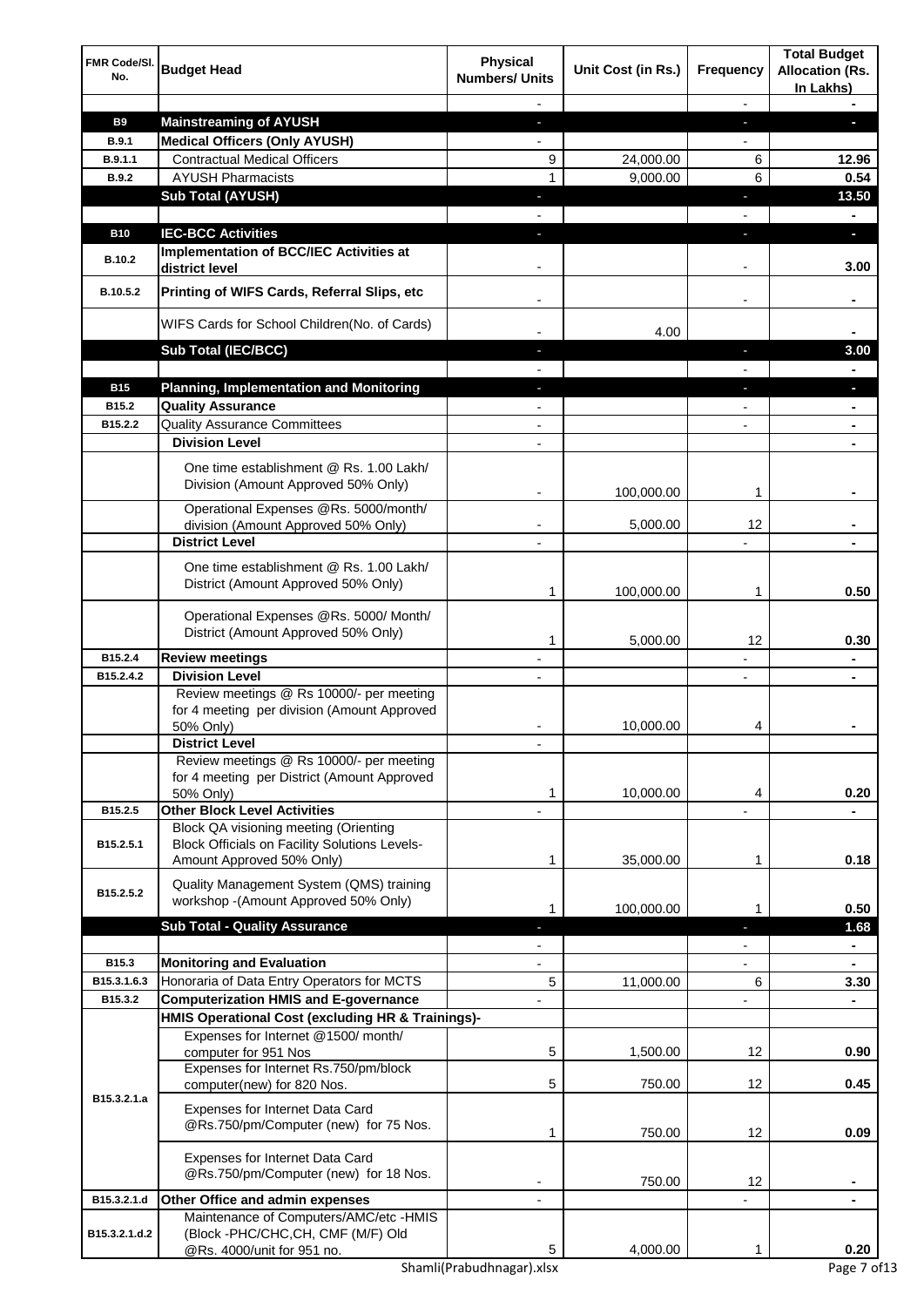| FMR Code/Sl. No. | Budget Head | Physical Numbers/ Units | Unit Cost (in Rs.) | Frequency | Total Budget Allocation (Rs. In Lakhs) |
|---|---|---|---|---|---|
| | | - | | - | - |
| B9 | **Mainstreaming of AYUSH** | - | | - | - |
| B.9.1 | **Medical Officers (Only AYUSH)** | - | | - | |
| B.9.1.1 | Contractual Medical Officers | 9 | 24,000.00 | 6 | **12.96** |
| B.9.2 | AYUSH Pharmacists | 1 | 9,000.00 | 6 | **0.54** |
| | **Sub Total (AYUSH)** | - | | - | **13.50** |
| | | - | | - | - |
| B10 | **IEC-BCC Activities** | - | | - | - |
| B.10.2 | **Implementation of BCC/IEC Activities at district level** | - | | - | **3.00** |
| B.10.5.2 | **Printing of WIFS Cards, Referral Slips, etc** | - | | - | - |
| | WIFS Cards for School Children(No. of Cards) | - | 4.00 | | - |
| | **Sub Total (IEC/BCC)** | - | | - | **3.00** |
| | | - | | - | - |
| B15 | **Planning, Implementation and Monitoring** | - | | - | - |
| B15.2 | **Quality Assurance** | - | | - | - |
| B15.2.2 | Quality Assurance Committees | - | | - | - |
| | **Division Level** | - | | | - |
| | One time establishment @ Rs. 1.00 Lakh/ Division (Amount Approved 50% Only) | - | 100,000.00 | 1 | - |
| | Operational Expenses @Rs. 5000/month/ division (Amount Approved 50% Only) | - | 5,000.00 | 12 | - |
| | **District Level** | - | | - | - |
| | One time establishment @ Rs. 1.00 Lakh/ District (Amount Approved 50% Only) | 1 | 100,000.00 | 1 | **0.50** |
| | Operational Expenses @Rs. 5000/ Month/ District (Amount Approved 50% Only) | 1 | 5,000.00 | 12 | **0.30** |
| B15.2.4 | **Review meetings** | - | | - | - |
| B15.2.4.2 | **Division Level** | - | | - | - |
| | Review meetings @ Rs 10000/- per meeting for 4 meeting per division (Amount Approved 50% Only) | - | 10,000.00 | 4 | - |
| | **District Level** | - | | | |
| | Review meetings @ Rs 10000/- per meeting for 4 meeting per District (Amount Approved 50% Only) | 1 | 10,000.00 | 4 | **0.20** |
| B15.2.5 | **Other Block Level Activities** | - | | - | - |
| B15.2.5.1 | Block QA visioning meeting (Orienting Block Officials on Facility Solutions Levels- Amount Approved 50% Only) | 1 | 35,000.00 | 1 | **0.18** |
| B15.2.5.2 | Quality Management System (QMS) training workshop -(Amount Approved 50% Only) | 1 | 100,000.00 | 1 | **0.50** |
| | **Sub Total - Quality Assurance** | - | | - | **1.68** |
| | | - | | - | - |
| B15.3 | **Monitoring and Evaluation** | - | | - | - |
| B15.3.1.6.3 | Honoraria of Data Entry Operators for MCTS | 5 | 11,000.00 | 6 | **3.30** |
| B15.3.2 | **Computerization HMIS and E-governance** | - | | - | - |
| | **HMIS Operational Cost (excluding HR & Trainings)-** | | | | |
| B15.3.2.1.a | Expenses for Internet @1500/ month/ computer for 951 Nos | 5 | 1,500.00 | 12 | **0.90** |
| | Expenses for Internet Rs.750/pm/block computer(new) for 820 Nos. | 5 | 750.00 | 12 | **0.45** |
| | Expenses for Internet Data Card @Rs.750/pm/Computer (new) for 75 Nos. | 1 | 750.00 | 12 | **0.09** |
| | Expenses for Internet Data Card @Rs.750/pm/Computer (new) for 18 Nos. | - | 750.00 | 12 | - |
| B15.3.2.1.d | **Other Office and admin expenses** | - | | - | - |
| B15.3.2.1.d.2 | Maintenance of Computers/AMC/etc -HMIS (Block -PHC/CHC,CH, CMF (M/F) Old @Rs. 4000/unit for 951 no. | 5 | 4,000.00 | 1 | **0.20** |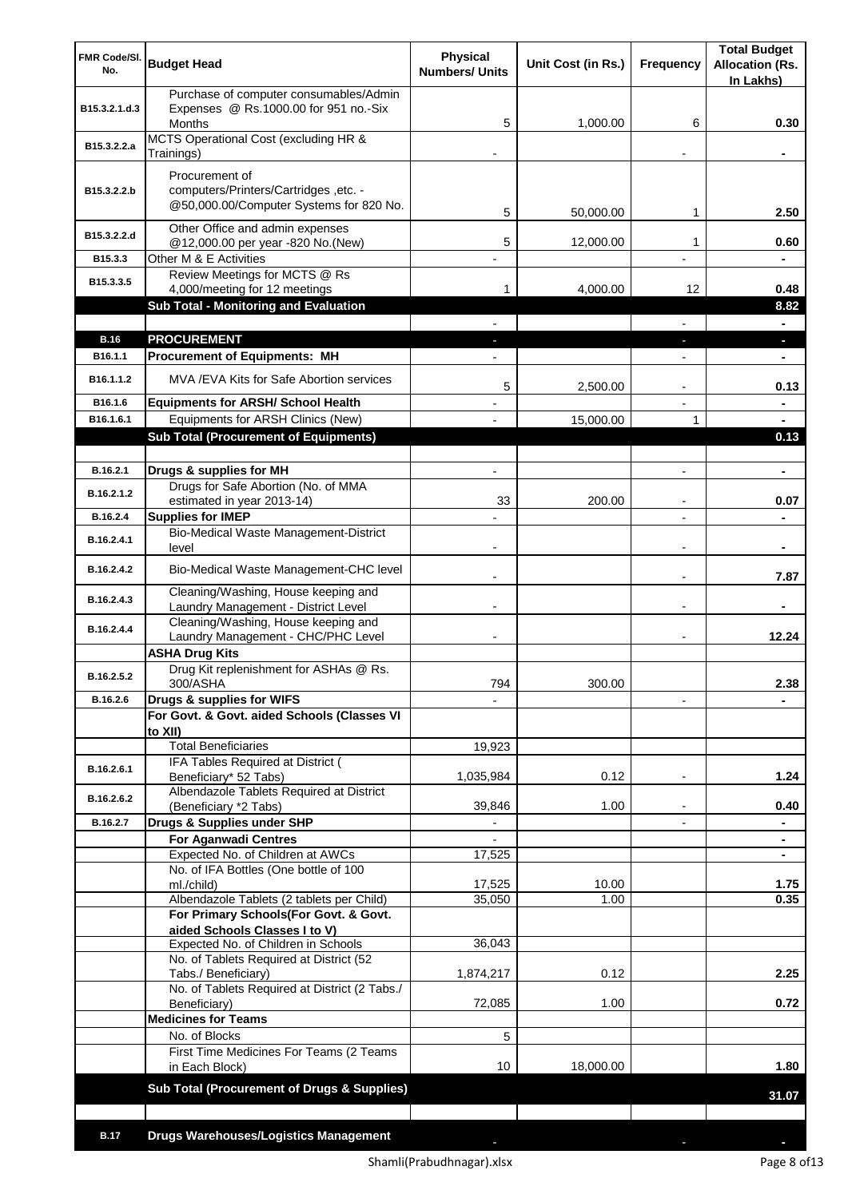| FMR Code/Sl. No. | Budget Head | Physical Numbers/ Units | Unit Cost (in Rs.) | Frequency | Total Budget Allocation (Rs. In Lakhs) |
|---|---|---|---|---|---|
| B15.3.2.1.d.3 | Purchase of computer consumables/Admin Expenses @ Rs.1000.00 for 951 no.-Six Months | 5 | 1,000.00 | 6 | 0.30 |
| B15.3.2.2.a | MCTS Operational Cost (excluding HR & Trainings) | - | | - | - |
| B15.3.2.2.b | Procurement of computers/Printers/Cartridges ,etc. - @50,000.00/Computer Systems for 820 No. | 5 | 50,000.00 | 1 | 2.50 |
| B15.3.2.2.d | Other Office and admin expenses @12,000.00 per year -820 No.(New) | 5 | 12,000.00 | 1 | 0.60 |
| B15.3.3 | Other M & E Activities | - | | - | - |
| B15.3.3.5 | Review Meetings for MCTS @ Rs 4,000/meeting for 12 meetings | 1 | 4,000.00 | 12 | 0.48 |
| | **Sub Total - Monitoring and Evaluation** | | | | **8.82** |
| | | - | | - | - |
| **B.16** | **PROCUREMENT** | - | | - | - |
| B16.1.1 | **Procurement of Equipments: MH** | - | | - | - |
| B16.1.1.2 | MVA /EVA Kits for Safe Abortion services | 5 | 2,500.00 | - | 0.13 |
| B16.1.6 | **Equipments for ARSH/ School Health** | - | | - | - |
| B16.1.6.1 | Equipments for ARSH Clinics (New) | - | 15,000.00 | 1 | - |
| | **Sub Total (Procurement of Equipments)** | | | | **0.13** |
| | | | | | |
| B.16.2.1 | **Drugs & supplies for MH** | - | | - | - |
| B.16.2.1.2 | Drugs for Safe Abortion (No. of MMA estimated in year 2013-14) | 33 | 200.00 | - | 0.07 |
| B.16.2.4 | **Supplies for IMEP** | - | | - | - |
| B.16.2.4.1 | Bio-Medical Waste Management-District level | - | | - | - |
| B.16.2.4.2 | Bio-Medical Waste Management-CHC level | - | | - | 7.87 |
| B.16.2.4.3 | Cleaning/Washing, House keeping and Laundry Management - District Level | - | | - | - |
| B.16.2.4.4 | Cleaning/Washing, House keeping and Laundry Management - CHC/PHC Level | - | | - | 12.24 |
| | **ASHA Drug Kits** | | | | |
| B.16.2.5.2 | Drug Kit replenishment for ASHAs @ Rs. 300/ASHA | 794 | 300.00 | | 2.38 |
| B.16.2.6 | **Drugs & supplies for WIFS** | - | | - | - |
| | **For Govt. & Govt. aided Schools (Classes VI to XII)** | | | | |
| | Total Beneficiaries | 19,923 | | | |
| B.16.2.6.1 | IFA Tables Required at District ( Beneficiary* 52 Tabs) | 1,035,984 | 0.12 | - | 1.24 |
| B.16.2.6.2 | Albendazole Tablets Required at District (Beneficiary *2 Tabs) | 39,846 | 1.00 | - | 0.40 |
| B.16.2.7 | **Drugs & Supplies under SHP** | - | | - | - |
| | **For Aganwadi Centres** | - | | | - |
| | Expected No. of Children at AWCs | 17,525 | | | - |
| | No. of IFA Bottles (One bottle of 100 ml./child) | 17,525 | 10.00 | | 1.75 |
| | Albendazole Tablets (2 tablets per Child) | 35,050 | 1.00 | | 0.35 |
| | **For Primary Schools(For Govt. & Govt. aided Schools Classes I to V)** | | | | |
| | Expected No. of Children in Schools | 36,043 | | | |
| | No. of Tablets Required at District (52 Tabs./ Beneficiary) | 1,874,217 | 0.12 | | 2.25 |
| | No. of Tablets Required at District (2 Tabs./ Beneficiary) | 72,085 | 1.00 | | 0.72 |
| | **Medicines for Teams** | | | | |
| | No. of Blocks | 5 | | | |
| | First Time Medicines For Teams (2 Teams in Each Block) | 10 | 18,000.00 | | 1.80 |
| | **Sub Total (Procurement of Drugs & Supplies)** | | | | **31.07** |
| | | | | | |
| **B.17** | **Drugs Warehouses/Logistics Management** | - | | - | - |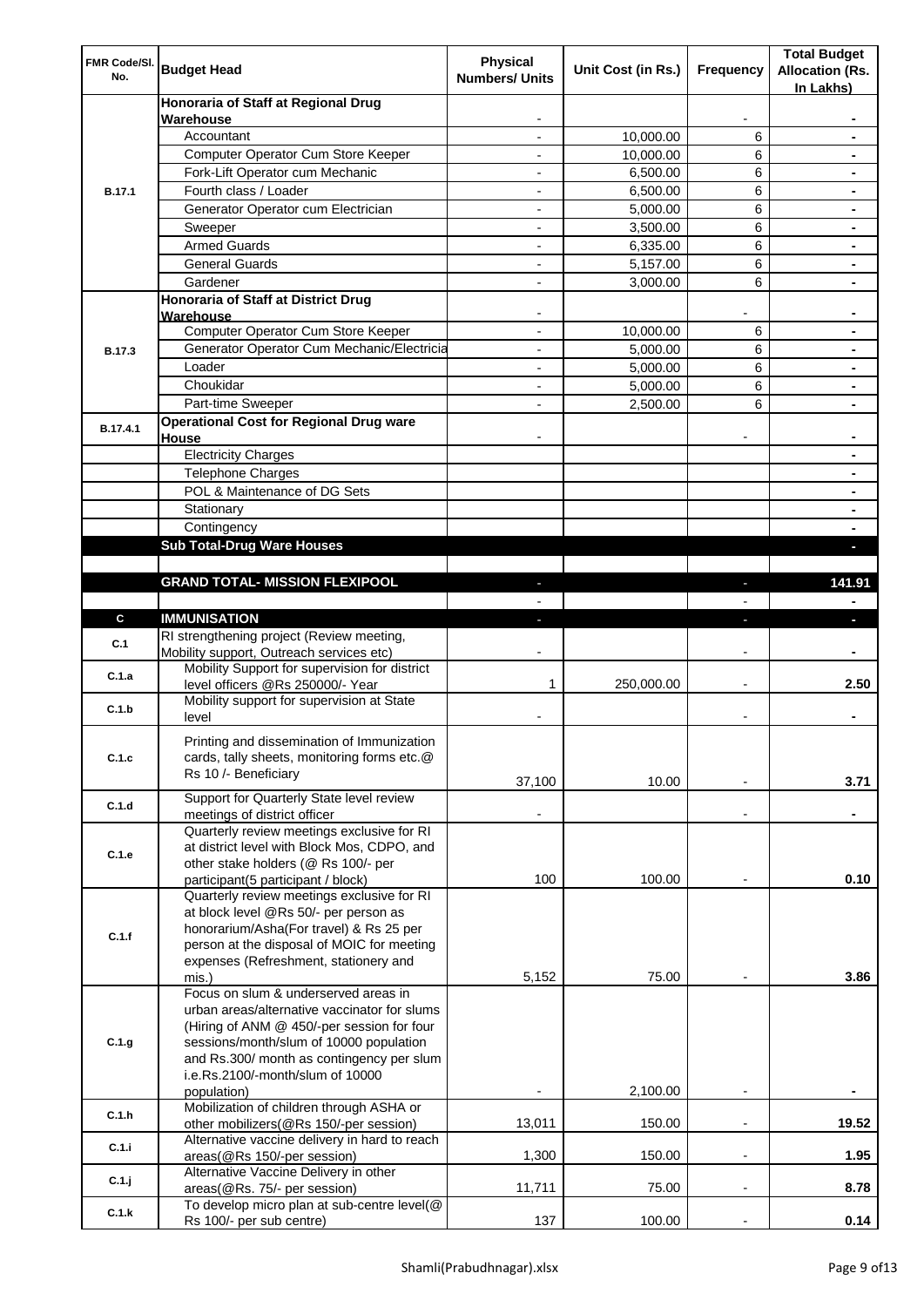| FMR Code/Sl. No. | Budget Head | Physical Numbers/ Units | Unit Cost (in Rs.) | Frequency | Total Budget Allocation (Rs. In Lakhs) |
|---|---|---|---|---|---|
| B.17.1 | **Honoraria of Staff at Regional Drug Warehouse** | - | | - | - |
| | Accountant | - | 10,000.00 | 6 | - |
| | Computer Operator Cum Store Keeper | - | 10,000.00 | 6 | - |
| | Fork-Lift Operator cum Mechanic | - | 6,500.00 | 6 | - |
| | Fourth class / Loader | - | 6,500.00 | 6 | - |
| | Generator Operator cum Electrician | - | 5,000.00 | 6 | - |
| | Sweeper | - | 3,500.00 | 6 | - |
| | Armed Guards | - | 6,335.00 | 6 | - |
| | General Guards | - | 5,157.00 | 6 | - |
| | Gardener | - | 3,000.00 | 6 | - |
| B.17.3 | **Honoraria of Staff at District Drug Warehouse** | - | | - | - |
| | Computer Operator Cum Store Keeper | - | 10,000.00 | 6 | - |
| | Generator Operator Cum Mechanic/Electricia | - | 5,000.00 | 6 | - |
| | Loader | - | 5,000.00 | 6 | - |
| | Choukidar | - | 5,000.00 | 6 | - |
| | Part-time Sweeper | - | 2,500.00 | 6 | - |
| B.17.4.1 | **Operational Cost for Regional Drug ware House** | - | | - | - |
| | Electricity Charges | | | | - |
| | Telephone Charges | | | | - |
| | POL & Maintenance of DG Sets | | | | - |
| | Stationary | | | | - |
| | Contingency | | | | - |
| | **Sub Total-Drug Ware Houses** | | | | - |
| | | | | | |
| | **GRAND TOTAL- MISSION FLEXIPOOL** | - | | - | **141.91** |
| | | - | | - | - |
| **C** | **IMMUNISATION** | - | | - | - |
| C.1 | RI strengthening project (Review meeting, Mobility support, Outreach services etc) | - | | - | - |
| C.1.a | Mobility Support for supervision for district level officers @Rs 250000/- Year | 1 | 250,000.00 | - | **2.50** |
| C.1.b | Mobility support for supervision at State level | - | | - | - |
| C.1.c | Printing and dissemination of Immunization cards, tally sheets, monitoring forms etc.@ Rs 10 /- Beneficiary | 37,100 | 10.00 | - | **3.71** |
| C.1.d | Support for Quarterly State level review meetings of district officer | - | | - | - |
| C.1.e | Quarterly review meetings exclusive for RI at district level with Block Mos, CDPO, and other stake holders (@ Rs 100/- per participant(5 participant / block) | 100 | 100.00 | - | **0.10** |
| C.1.f | Quarterly review meetings exclusive for RI at block level @Rs 50/- per person as honorarium/Asha(For travel) & Rs 25 per person at the disposal of MOIC for meeting expenses (Refreshment, stationery and mis.) | 5,152 | 75.00 | - | **3.86** |
| C.1.g | Focus on slum & underserved areas in urban areas/alternative vaccinator for slums (Hiring of ANM @ 450/-per session for four sessions/month/slum of 10000 population and Rs.300/ month as contingency per slum i.e.Rs.2100/-month/slum of 10000 population) | - | 2,100.00 | - | - |
| C.1.h | Mobilization of children through ASHA or other mobilizers(@Rs 150/-per session) | 13,011 | 150.00 | - | **19.52** |
| C.1.i | Alternative vaccine delivery in hard to reach areas(@Rs 150/-per session) | 1,300 | 150.00 | - | **1.95** |
| C.1.j | Alternative Vaccine Delivery in other areas(@Rs. 75/- per session) | 11,711 | 75.00 | - | **8.78** |
| C.1.k | To develop micro plan at sub-centre level(@ Rs 100/- per sub centre) | 137 | 100.00 | - | **0.14** |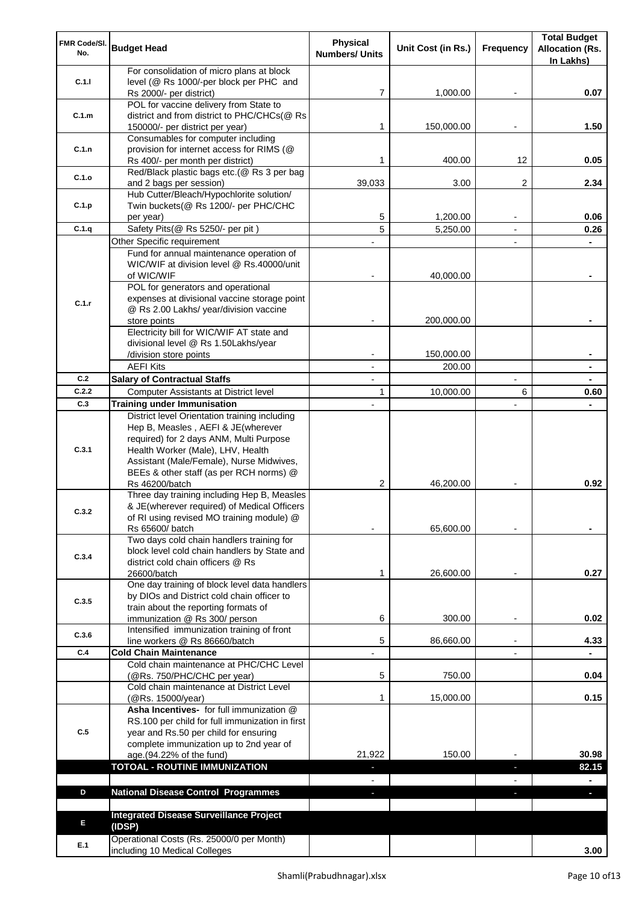| FMR Code/Sl. No. | Budget Head | Physical Numbers/ Units | Unit Cost (in Rs.) | Frequency | Total Budget Allocation (Rs. In Lakhs) |
|---|---|---|---|---|---|
| C.1.l | For consolidation of micro plans at block level (@ Rs 1000/-per block per PHC and Rs 2000/- per district) | 7 | 1,000.00 | - | 0.07 |
| C.1.m | POL for vaccine delivery from State to district and from district to PHC/CHCs(@ Rs 150000/- per district per year) | 1 | 150,000.00 | - | 1.50 |
| C.1.n | Consumables for computer including provision for internet access for RIMS (@ Rs 400/- per month per district) | 1 | 400.00 | 12 | 0.05 |
| C.1.o | Red/Black plastic bags etc.(@ Rs 3 per bag and 2 bags per session) | 39,033 | 3.00 | 2 | 2.34 |
| C.1.p | Hub Cutter/Bleach/Hypochlorite solution/ Twin buckets(@ Rs 1200/- per PHC/CHC per year) | 5 | 1,200.00 | - | 0.06 |
| C.1.q | Safety Pits(@ Rs 5250/- per pit ) | 5 | 5,250.00 | - | 0.26 |
| C.1.r | Other Specific requirement | - | | - | - |
| | Fund for annual maintenance operation of WIC/WIF at division level @ Rs.40000/unit of WIC/WIF | - | 40,000.00 | | - |
| | POL for generators and operational expenses at divisional vaccine storage point @ Rs 2.00 Lakhs/ year/division vaccine store points | - | 200,000.00 | | - |
| | Electricity bill for WIC/WIF AT state and divisional level @ Rs 1.50Lakhs/year /division store points | - | 150,000.00 | | - |
| | AEFI Kits | - | 200.00 | | - |
| C.2 | **Salary of Contractual Staffs** | - | | - | - |
| C.2.2 | Computer Assistants at District level | 1 | 10,000.00 | 6 | 0.60 |
| C.3 | **Training under Immunisation** | - | | - | - |
| C.3.1 | District level Orientation training including Hep B, Measles , AEFI & JE(wherever required) for 2 days ANM, Multi Purpose Health Worker (Male), LHV, Health Assistant (Male/Female), Nurse Midwives, BEEs & other staff (as per RCH norms) @ Rs 46200/batch | 2 | 46,200.00 | - | 0.92 |
| C.3.2 | Three day training including Hep B, Measles & JE(wherever required) of Medical Officers of RI using revised MO training module) @ Rs 65600/ batch | - | 65,600.00 | - | - |
| C.3.4 | Two days cold chain handlers training for block level cold chain handlers by State and district cold chain officers @ Rs 26600/batch | 1 | 26,600.00 | - | 0.27 |
| C.3.5 | One day training of block level data handlers by DIOs and District cold chain officer to train about the reporting formats of immunization @ Rs 300/ person | 6 | 300.00 | - | 0.02 |
| C.3.6 | Intensified immunization training of front line workers @ Rs 86660/batch | 5 | 86,660.00 | - | 4.33 |
| C.4 | **Cold Chain Maintenance** | - | | - | - |
| | Cold chain maintenance at PHC/CHC Level (@Rs. 750/PHC/CHC per year) | 5 | 750.00 | | 0.04 |
| | Cold chain maintenance at District Level (@Rs. 15000/year) | 1 | 15,000.00 | | 0.15 |
| C.5 | **Asha Incentives-** for full immunization @ RS.100 per child for full immunization in first year and Rs.50 per child for ensuring complete immunization up to 2nd year of age.(94.22% of the fund) | 21,922 | 150.00 | - | 30.98 |
| | **TOTOAL - ROUTINE IMMUNIZATION** | - | | - | **82.15** |
| | | - | | - | - |
| D | **National Disease Control Programmes** | - | | - | - |
| | | | | | |
| E | **Integrated Disease Surveillance Project (IDSP)** | | | | |
| E.1 | Operational Costs (Rs. 25000/0 per Month) including 10 Medical Colleges | | | | 3.00 |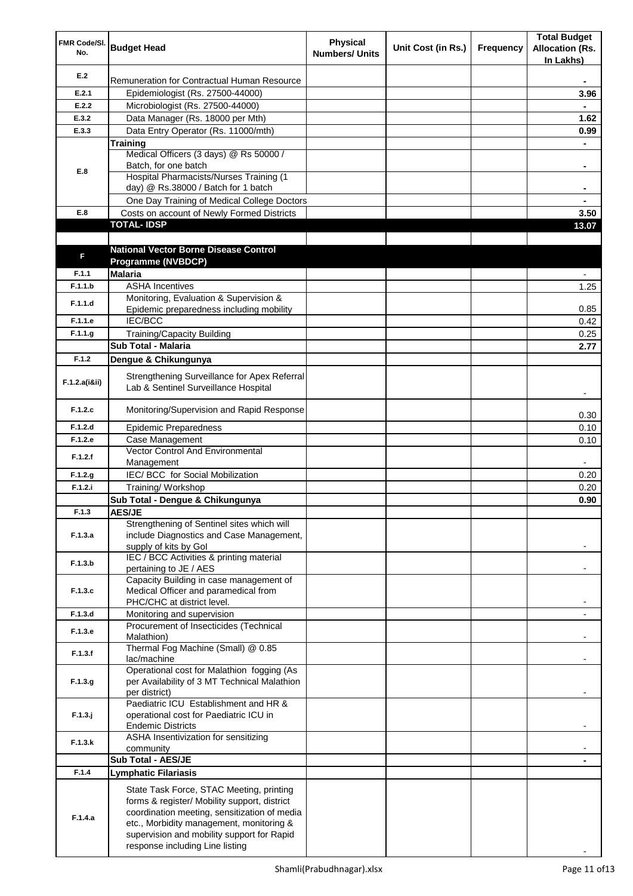| FMR Code/Sl. No. | Budget Head | Physical Numbers/ Units | Unit Cost (in Rs.) | Frequency | Total Budget Allocation (Rs. In Lakhs) |
|---|---|---|---|---|---|
| E.2 | Remuneration for Contractual Human Resource | | | | - |
| E.2.1 | Epidemiologist (Rs. 27500-44000) | | | | 3.96 |
| E.2.2 | Microbiologist (Rs. 27500-44000) | | | | - |
| E.3.2 | Data Manager (Rs. 18000 per Mth) | | | | 1.62 |
| E.3.3 | Data Entry Operator (Rs. 11000/mth) | | | | 0.99 |
| E.8 | **Training** | | | | - |
| | Medical Officers (3 days) @ Rs 50000 / Batch, for one batch | | | | - |
| | Hospital Pharmacists/Nurses Training (1 day) @ Rs.38000 / Batch for 1 batch | | | | - |
| | One Day Training of Medical College Doctors | | | | - |
| E.8 | Costs on account of Newly Formed Districts | | | | 3.50 |
| | **TOTAL- IDSP** | | | | **13.07** |
| | | | | | |
| F | **National Vector Borne Disease Control Programme (NVBDCP)** | | | | |
| F.1.1 | **Malaria** | | | | - |
| F.1.1.b | ASHA Incentives | | | | 1.25 |
| F.1.1.d | Monitoring, Evaluation & Supervision & Epidemic preparedness including mobility | | | | 0.85 |
| F.1.1.e | IEC/BCC | | | | 0.42 |
| F.1.1.g | Training/Capacity Building | | | | 0.25 |
| | **Sub Total - Malaria** | | | | **2.77** |
| F.1.2 | **Dengue & Chikungunya** | | | | |
| F.1.2.a(i&ii) | Strengthening Surveillance for Apex Referral Lab & Sentinel Surveillance Hospital | | | | - |
| F.1.2.c | Monitoring/Supervision and Rapid Response | | | | 0.30 |
| F.1.2.d | Epidemic Preparedness | | | | 0.10 |
| F.1.2.e | Case Management | | | | 0.10 |
| F.1.2.f | Vector Control And Environmental Management | | | | - |
| F.1.2.g | IEC/ BCC for Social Mobilization | | | | 0.20 |
| F.1.2.i | Training/ Workshop | | | | 0.20 |
| | **Sub Total - Dengue & Chikungunya** | | | | **0.90** |
| F.1.3 | **AES/JE** | | | | |
| F.1.3.a | Strengthening of Sentinel sites which will include Diagnostics and Case Management, supply of kits by GoI | | | | - |
| F.1.3.b | IEC / BCC Activities & printing material pertaining to JE / AES | | | | - |
| F.1.3.c | Capacity Building in case management of Medical Officer and paramedical from PHC/CHC at district level. | | | | - |
| F.1.3.d | Monitoring and supervision | | | | - |
| F.1.3.e | Procurement of Insecticides (Technical Malathion) | | | | - |
| F.1.3.f | Thermal Fog Machine (Small) @ 0.85 lac/machine | | | | - |
| F.1.3.g | Operational cost for Malathion fogging (As per Availability of 3 MT Technical Malathion per district) | | | | - |
| F.1.3.j | Paediatric ICU Establishment and HR & operational cost for Paediatric ICU in Endemic Districts | | | | - |
| F.1.3.k | ASHA Insentivization for sensitizing community | | | | - |
| | **Sub Total - AES/JE** | | | | **-** |
| F.1.4 | **Lymphatic Filariasis** | | | | |
| F.1.4.a | State Task Force, STAC Meeting, printing forms & register/ Mobility support, district coordination meeting, sensitization of media etc., Morbidity management, monitoring & supervision and mobility support for Rapid response including Line listing | | | | - |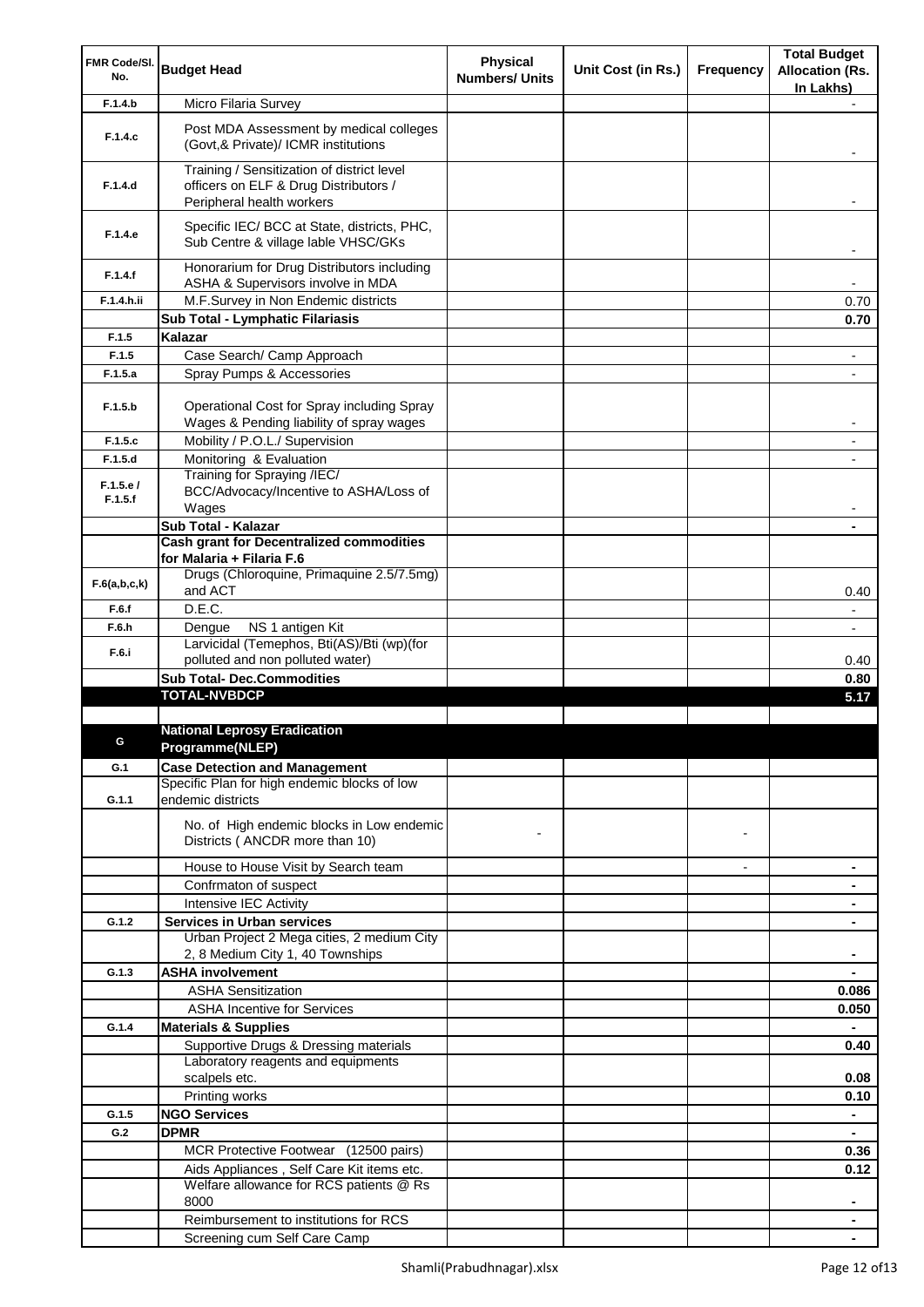| FMR Code/Sl. No. | Budget Head | Physical Numbers/ Units | Unit Cost (in Rs.) | Frequency | Total Budget Allocation (Rs. In Lakhs) |
|---|---|---|---|---|---|
| F.1.4.b | Micro Filaria Survey | | | | - |
| F.1.4.c | Post MDA Assessment by medical colleges (Govt,& Private)/ ICMR institutions | | | | - |
| F.1.4.d | Training / Sensitization of district level officers on ELF & Drug Distributors / Peripheral health workers | | | | - |
| F.1.4.e | Specific IEC/ BCC at State, districts, PHC, Sub Centre & village lable VHSC/GKs | | | | - |
| F.1.4.f | Honorarium for Drug Distributors including ASHA & Supervisors involve in MDA | | | | - |
| F.1.4.h.ii | M.F.Survey in Non Endemic districts | | | | 0.70 |
| | **Sub Total - Lymphatic Filariasis** | | | | **0.70** |
| F.1.5 | **Kalazar** | | | | |
| F.1.5 | Case Search/ Camp Approach | | | | - |
| F.1.5.a | Spray Pumps & Accessories | | | | - |
| F.1.5.b | Operational Cost for Spray including Spray Wages & Pending liability of spray wages | | | | - |
| F.1.5.c | Mobility / P.O.L./ Supervision | | | | - |
| F.1.5.d | Monitoring & Evaluation | | | | - |
| F.1.5.e / F.1.5.f | Training for Spraying /IEC/ BCC/Advocacy/Incentive to ASHA/Loss of Wages | | | | - |
| | **Sub Total - Kalazar** | | | | **-** |
| | **Cash grant for Decentralized commodities for Malaria + Filaria F.6** | | | | |
| F.6(a,b,c,k) | Drugs (Chloroquine, Primaquine 2.5/7.5mg) and ACT | | | | 0.40 |
| F.6.f | D.E.C. | | | | - |
| F.6.h | Dengue NS 1 antigen Kit | | | | - |
| F.6.i | Larvicidal (Temephos, Bti(AS)/Bti (wp)(for polluted and non polluted water) | | | | 0.40 |
| | **Sub Total- Dec.Commodities** | | | | **0.80** |
| | **TOTAL-NVBDCP** | | | | **5.17** |
| | | | | | |
| G | **National Leprosy Eradication Programme(NLEP)** | | | | |
| G.1 | **Case Detection and Management** | | | | |
| G.1.1 | Specific Plan for high endemic blocks of low endemic districts | | | | |
| | No. of High endemic blocks in Low endemic Districts ( ANCDR more than 10) | - | | - | |
| | House to House Visit by Search team | | | - | **-** |
| | Confrmaton of suspect | | | | **-** |
| | Intensive IEC Activity | | | | **-** |
| G.1.2 | **Services in Urban services** | | | | **-** |
| | Urban Project 2 Mega cities, 2 medium City 2, 8 Medium City 1, 40 Townships | | | | **-** |
| G.1.3 | **ASHA involvement** | | | | **-** |
| | ASHA Sensitization | | | | **0.086** |
| | ASHA Incentive for Services | | | | **0.050** |
| G.1.4 | **Materials & Supplies** | | | | **-** |
| | Supportive Drugs & Dressing materials | | | | **0.40** |
| | Laboratory reagents and equipments scalpels etc. | | | | **0.08** |
| | Printing works | | | | **0.10** |
| G.1.5 | **NGO Services** | | | | **-** |
| G.2 | **DPMR** | | | | **-** |
| | MCR Protective Footwear (12500 pairs) | | | | **0.36** |
| | Aids Appliances , Self Care Kit items etc. | | | | **0.12** |
| | Welfare allowance for RCS patients @ Rs 8000 | | | | **-** |
| | Reimbursement to institutions for RCS | | | | **-** |
| | Screening cum Self Care Camp | | | | **-** |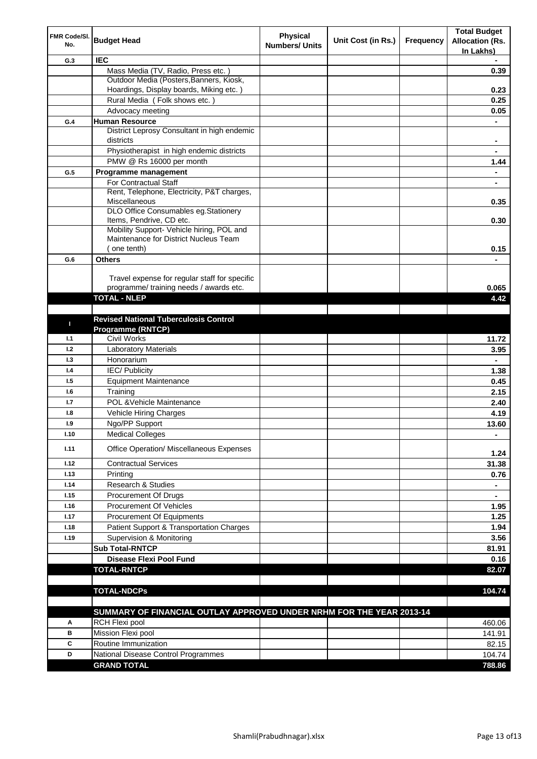| FMR Code/Sl. No. | Budget Head | Physical Numbers/ Units | Unit Cost (in Rs.) | Frequency | Total Budget Allocation (Rs. In Lakhs) |
|---|---|---|---|---|---|
| G.3 | **IEC** | | | | - |
| | Mass Media (TV, Radio, Press etc. ) | | | | 0.39 |
| | Outdoor Media (Posters,Banners, Kiosk, Hoardings, Display boards, Miking etc. ) | | | | 0.23 |
| | Rural Media ( Folk shows etc. ) | | | | 0.25 |
| | Advocacy meeting | | | | 0.05 |
| G.4 | **Human Resource** | | | | - |
| | District Leprosy Consultant in high endemic districts | | | | - |
| | Physiotherapist in high endemic districts | | | | - |
| | PMW @ Rs 16000 per month | | | | 1.44 |
| G.5 | **Programme management** | | | | - |
| | For Contractual Staff | | | | - |
| | Rent, Telephone, Electricity, P&T charges, Miscellaneous | | | | 0.35 |
| | DLO Office Consumables eg.Stationery Items, Pendrive, CD etc. | | | | 0.30 |
| | Mobility Support- Vehicle hiring, POL and Maintenance for District Nucleus Team ( one tenth) | | | | 0.15 |
| G.6 | **Others** | | | | - |
| | Travel expense for regular staff for specific programme/ training needs / awards etc. | | | | 0.065 |
| | **TOTAL - NLEP** | | | | **4.42** |
| | | | | | |
| I | **Revised National Tuberculosis Control Programme (RNTCP)** | | | | |
| I.1 | Civil Works | | | | 11.72 |
| I.2 | Laboratory Materials | | | | 3.95 |
| I.3 | Honorarium | | | | - |
| I.4 | IEC/ Publicity | | | | 1.38 |
| I.5 | Equipment Maintenance | | | | 0.45 |
| I.6 | Training | | | | 2.15 |
| I.7 | POL &Vehicle Maintenance | | | | 2.40 |
| I.8 | Vehicle Hiring Charges | | | | 4.19 |
| I.9 | Ngo/PP Support | | | | 13.60 |
| I.10 | Medical Colleges | | | | - |
| I.11 | Office Operation/ Miscellaneous Expenses | | | | 1.24 |
| I.12 | Contractual Services | | | | 31.38 |
| I.13 | Printing | | | | 0.76 |
| I.14 | Research & Studies | | | | - |
| I.15 | Procurement Of Drugs | | | | - |
| I.16 | Procurement Of Vehicles | | | | 1.95 |
| I.17 | Procurement Of Equipments | | | | 1.25 |
| I.18 | Patient Support & Transportation Charges | | | | 1.94 |
| I.19 | Supervision & Monitoring | | | | 3.56 |
| | **Sub Total-RNTCP** | | | | **81.91** |
| | **Disease Flexi Pool Fund** | | | | **0.16** |
| | **TOTAL-RNTCP** | | | | **82.07** |
| | | | | | |
| | **TOTAL-NDCPs** | | | | **104.74** |
| | | | | | |
| | **SUMMARY OF FINANCIAL OUTLAY APPROVED UNDER NRHM FOR THE YEAR 2013-14** | | | | |
| A | RCH Flexi pool | | | | 460.06 |
| B | Mission Flexi pool | | | | 141.91 |
| C | Routine Immunization | | | | 82.15 |
| D | National Disease Control Programmes | | | | 104.74 |
| | **GRAND TOTAL** | | | | **788.86** |